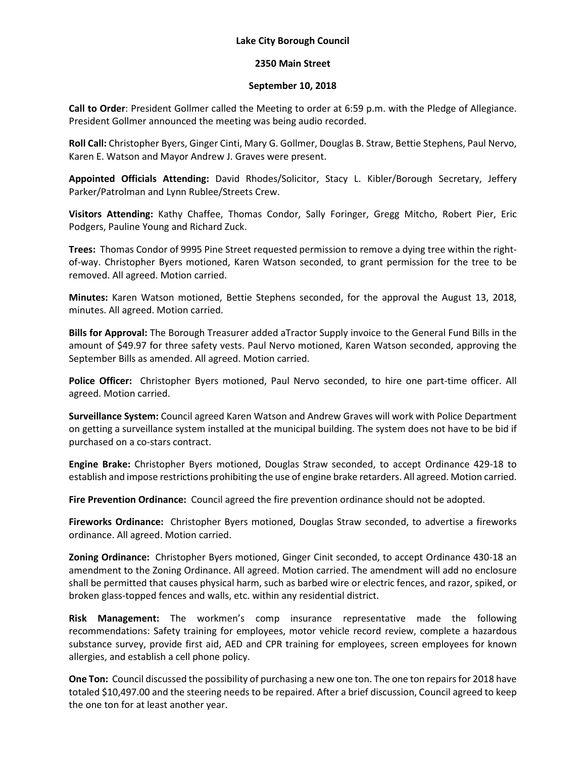**Lake City Borough Council**

**2350 Main Street**

**September 10, 2018**

**Call to Order**: President Gollmer called the Meeting to order at 6:59 p.m. with the Pledge of Allegiance. President Gollmer announced the meeting was being audio recorded.

**Roll Call:** Christopher Byers, Ginger Cinti, Mary G. Gollmer, Douglas B. Straw, Bettie Stephens, Paul Nervo, Karen E. Watson and Mayor Andrew J. Graves were present.

**Appointed Officials Attending:** David Rhodes/Solicitor, Stacy L. Kibler/Borough Secretary, Jeffery Parker/Patrolman and Lynn Rublee/Streets Crew.

**Visitors Attending:** Kathy Chaffee, Thomas Condor, Sally Foringer, Gregg Mitcho, Robert Pier, Eric Podgers, Pauline Young and Richard Zuck.

**Trees:** Thomas Condor of 9995 Pine Street requested permission to remove a dying tree within the right-of-way. Christopher Byers motioned, Karen Watson seconded, to grant permission for the tree to be removed. All agreed. Motion carried.

**Minutes:** Karen Watson motioned, Bettie Stephens seconded, for the approval the August 13, 2018, minutes. All agreed. Motion carried.

**Bills for Approval:** The Borough Treasurer added aTractor Supply invoice to the General Fund Bills in the amount of $49.97 for three safety vests. Paul Nervo motioned, Karen Watson seconded, approving the September Bills as amended. All agreed. Motion carried.

**Police Officer:** Christopher Byers motioned, Paul Nervo seconded, to hire one part-time officer. All agreed. Motion carried.

**Surveillance System:** Council agreed Karen Watson and Andrew Graves will work with Police Department on getting a surveillance system installed at the municipal building. The system does not have to be bid if purchased on a co-stars contract.

**Engine Brake:** Christopher Byers motioned, Douglas Straw seconded, to accept Ordinance 429-18 to establish and impose restrictions prohibiting the use of engine brake retarders. All agreed. Motion carried.

**Fire Prevention Ordinance:** Council agreed the fire prevention ordinance should not be adopted.

**Fireworks Ordinance:** Christopher Byers motioned, Douglas Straw seconded, to advertise a fireworks ordinance. All agreed. Motion carried.

**Zoning Ordinance:** Christopher Byers motioned, Ginger Cinit seconded, to accept Ordinance 430-18 an amendment to the Zoning Ordinance. All agreed. Motion carried. The amendment will add no enclosure shall be permitted that causes physical harm, such as barbed wire or electric fences, and razor, spiked, or broken glass-topped fences and walls, etc. within any residential district.

**Risk Management:** The workmen's comp insurance representative made the following recommendations: Safety training for employees, motor vehicle record review, complete a hazardous substance survey, provide first aid, AED and CPR training for employees, screen employees for known allergies, and establish a cell phone policy.

**One Ton:** Council discussed the possibility of purchasing a new one ton. The one ton repairs for 2018 have totaled $10,497.00 and the steering needs to be repaired. After a brief discussion, Council agreed to keep the one ton for at least another year.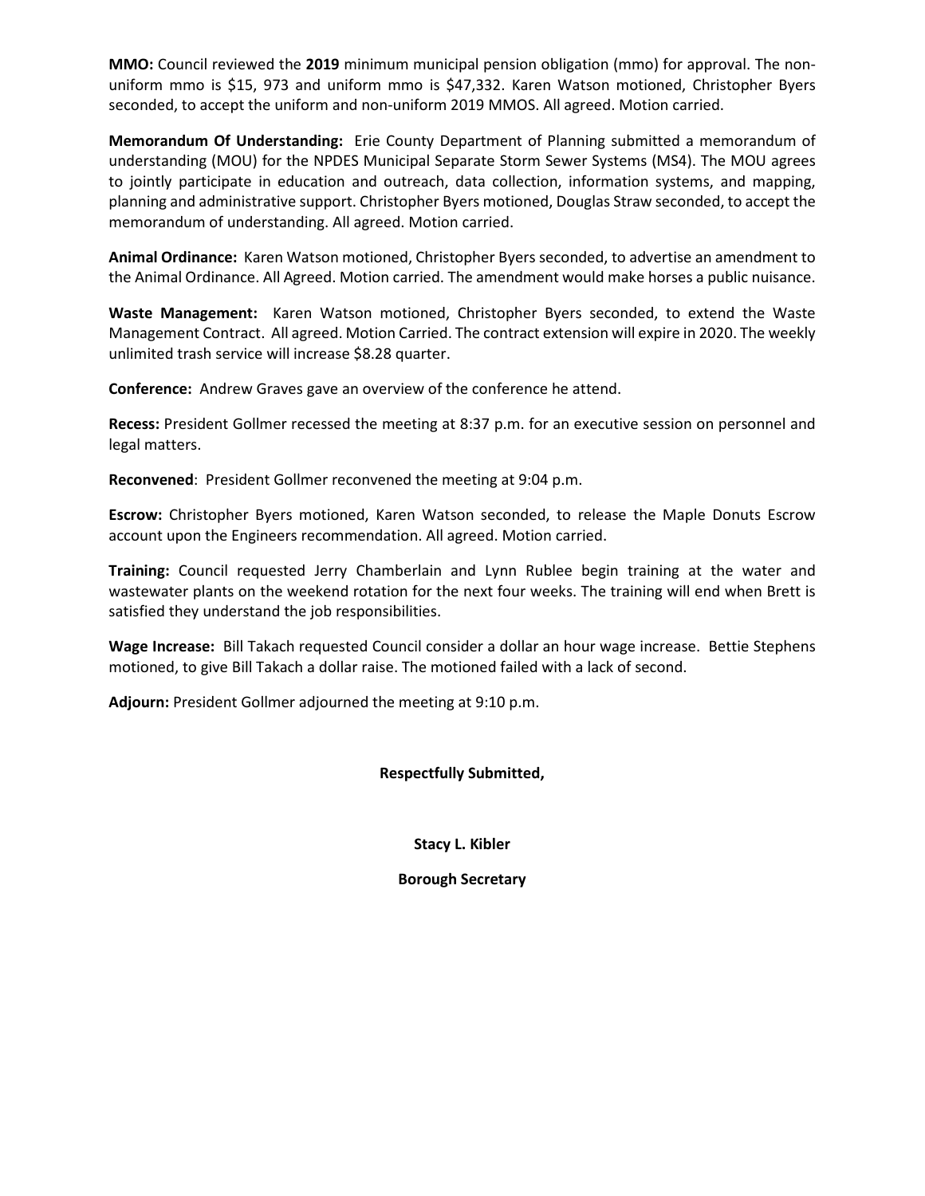**MMO:** Council reviewed the **2019** minimum municipal pension obligation (mmo) for approval. The non-uniform mmo is $15, 973 and uniform mmo is $47,332. Karen Watson motioned, Christopher Byers seconded, to accept the uniform and non-uniform 2019 MMOS. All agreed. Motion carried.

**Memorandum Of Understanding:** Erie County Department of Planning submitted a memorandum of understanding (MOU) for the NPDES Municipal Separate Storm Sewer Systems (MS4). The MOU agrees to jointly participate in education and outreach, data collection, information systems, and mapping, planning and administrative support. Christopher Byers motioned, Douglas Straw seconded, to accept the memorandum of understanding. All agreed. Motion carried.

**Animal Ordinance:** Karen Watson motioned, Christopher Byers seconded, to advertise an amendment to the Animal Ordinance. All Agreed. Motion carried. The amendment would make horses a public nuisance.

**Waste Management:** Karen Watson motioned, Christopher Byers seconded, to extend the Waste Management Contract. All agreed. Motion Carried. The contract extension will expire in 2020. The weekly unlimited trash service will increase $8.28 quarter.

**Conference:** Andrew Graves gave an overview of the conference he attend.

**Recess:** President Gollmer recessed the meeting at 8:37 p.m. for an executive session on personnel and legal matters.

**Reconvened**: President Gollmer reconvened the meeting at 9:04 p.m.

**Escrow:** Christopher Byers motioned, Karen Watson seconded, to release the Maple Donuts Escrow account upon the Engineers recommendation. All agreed. Motion carried.

**Training:** Council requested Jerry Chamberlain and Lynn Rublee begin training at the water and wastewater plants on the weekend rotation for the next four weeks. The training will end when Brett is satisfied they understand the job responsibilities.

**Wage Increase:** Bill Takach requested Council consider a dollar an hour wage increase. Bettie Stephens motioned, to give Bill Takach a dollar raise. The motioned failed with a lack of second.

**Adjourn:** President Gollmer adjourned the meeting at 9:10 p.m.

**Respectfully Submitted,**

**Stacy L. Kibler**

**Borough Secretary**